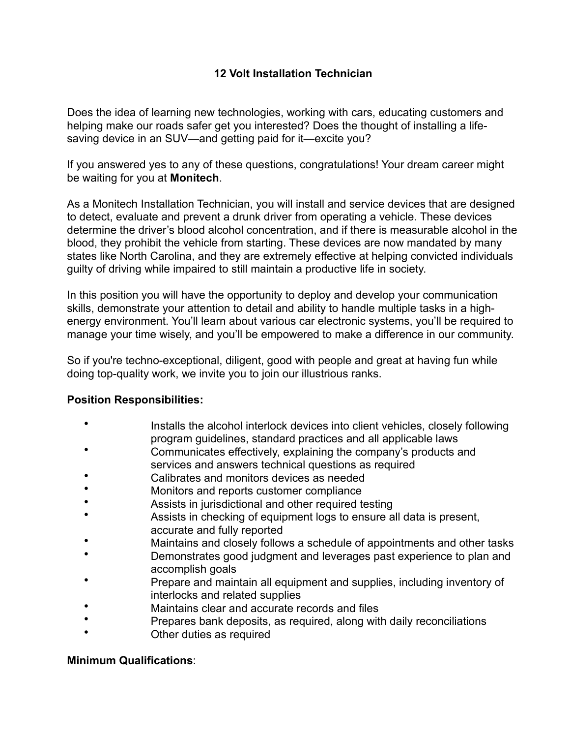# 12 Volt Installation Technician

Does the idea of learning new technologies, working with cars, educating customers and helping make our roads safer get you interested? Does the thought of installing a life-saving device in an SUV—and getting paid for it—excite you?

If you answered yes to any of these questions, congratulations! Your dream career might be waiting for you at **Monitech**.

As a Monitech Installation Technician, you will install and service devices that are designed to detect, evaluate and prevent a drunk driver from operating a vehicle. These devices determine the driver's blood alcohol concentration, and if there is measurable alcohol in the blood, they prohibit the vehicle from starting. These devices are now mandated by many states like North Carolina, and they are extremely effective at helping convicted individuals guilty of driving while impaired to still maintain a productive life in society.

In this position you will have the opportunity to deploy and develop your communication skills, demonstrate your attention to detail and ability to handle multiple tasks in a high-energy environment. You'll learn about various car electronic systems, you'll be required to manage your time wisely, and you'll be empowered to make a difference in our community.

So if you're techno-exceptional, diligent, good with people and great at having fun while doing top-quality work, we invite you to join our illustrious ranks.

**Position Responsibilities:**

- Installs the alcohol interlock devices into client vehicles, closely following program guidelines, standard practices and all applicable laws
- Communicates effectively, explaining the company's products and services and answers technical questions as required
- Calibrates and monitors devices as needed
- Monitors and reports customer compliance
- Assists in jurisdictional and other required testing
- Assists in checking of equipment logs to ensure all data is present, accurate and fully reported
- Maintains and closely follows a schedule of appointments and other tasks
- Demonstrates good judgment and leverages past experience to plan and accomplish goals
- Prepare and maintain all equipment and supplies, including inventory of interlocks and related supplies
- Maintains clear and accurate records and files
- Prepares bank deposits, as required, along with daily reconciliations
- Other duties as required

**Minimum Qualifications**: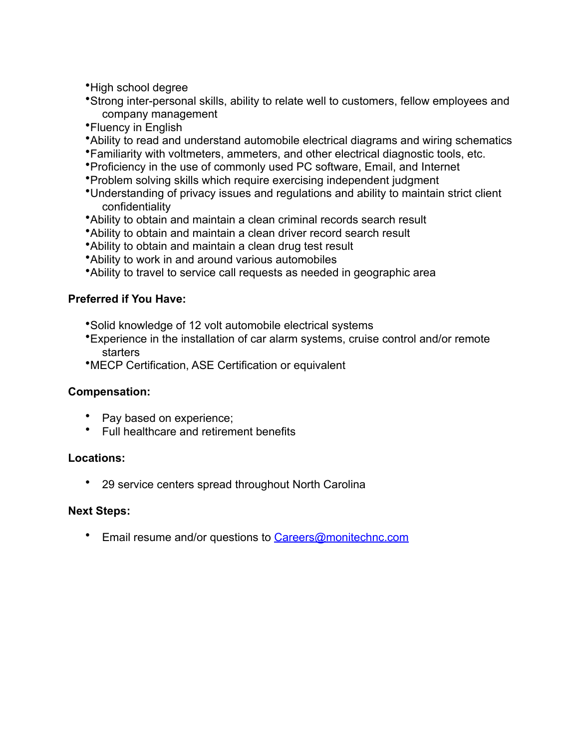- High school degree
- Strong inter-personal skills, ability to relate well to customers, fellow employees and company management
- Fluency in English
- Ability to read and understand automobile electrical diagrams and wiring schematics
- Familiarity with voltmeters, ammeters, and other electrical diagnostic tools, etc.
- Proficiency in the use of commonly used PC software, Email, and Internet
- Problem solving skills which require exercising independent judgment
- Understanding of privacy issues and regulations and ability to maintain strict client confidentiality
- Ability to obtain and maintain a clean criminal records search result
- Ability to obtain and maintain a clean driver record search result
- Ability to obtain and maintain a clean drug test result
- Ability to work in and around various automobiles
- Ability to travel to service call requests as needed in geographic area

**Preferred if You Have:**

- Solid knowledge of 12 volt automobile electrical systems
- Experience in the installation of car alarm systems, cruise control and/or remote starters
- MECP Certification, ASE Certification or equivalent

**Compensation:**

- Pay based on experience;
- Full healthcare and retirement benefits

**Locations:**

- 29 service centers spread throughout North Carolina

**Next Steps:**

- Email resume and/or questions to [Careers@monitechnc.com](mailto:Careers@monitechnc.com)